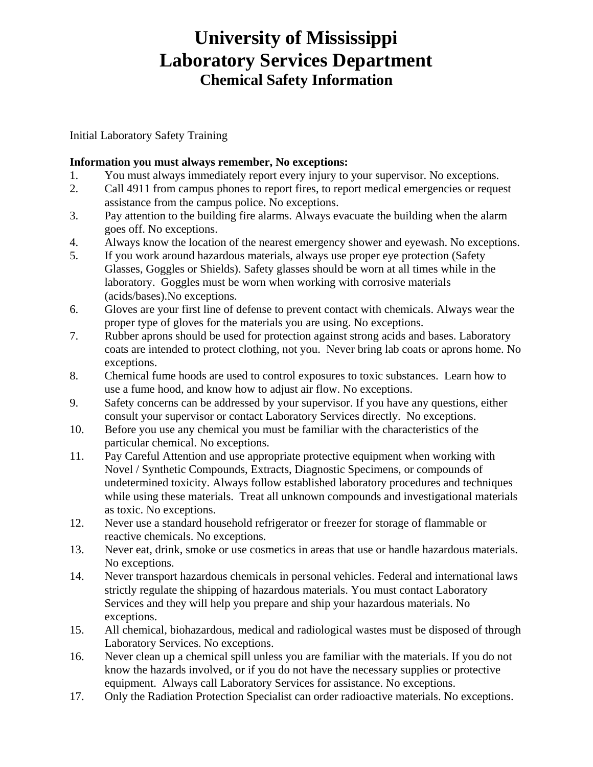# University of Mississippi
# Laboratory Services Department
## Chemical Safety Information

Initial Laboratory Safety Training

**Information you must always remember, No exceptions:**

1. You must always immediately report every injury to your supervisor. No exceptions.
2. Call 4911 from campus phones to report fires, to report medical emergencies or request assistance from the campus police. No exceptions.
3. Pay attention to the building fire alarms. Always evacuate the building when the alarm goes off. No exceptions.
4. Always know the location of the nearest emergency shower and eyewash. No exceptions.
5. If you work around hazardous materials, always use proper eye protection (Safety Glasses, Goggles or Shields). Safety glasses should be worn at all times while in the laboratory. Goggles must be worn when working with corrosive materials (acids/bases).No exceptions.
6. Gloves are your first line of defense to prevent contact with chemicals. Always wear the proper type of gloves for the materials you are using. No exceptions.
7. Rubber aprons should be used for protection against strong acids and bases. Laboratory coats are intended to protect clothing, not you. Never bring lab coats or aprons home. No exceptions.
8. Chemical fume hoods are used to control exposures to toxic substances. Learn how to use a fume hood, and know how to adjust air flow. No exceptions.
9. Safety concerns can be addressed by your supervisor. If you have any questions, either consult your supervisor or contact Laboratory Services directly. No exceptions.
10. Before you use any chemical you must be familiar with the characteristics of the particular chemical. No exceptions.
11. Pay Careful Attention and use appropriate protective equipment when working with Novel / Synthetic Compounds, Extracts, Diagnostic Specimens, or compounds of undetermined toxicity. Always follow established laboratory procedures and techniques while using these materials. Treat all unknown compounds and investigational materials as toxic. No exceptions.
12. Never use a standard household refrigerator or freezer for storage of flammable or reactive chemicals. No exceptions.
13. Never eat, drink, smoke or use cosmetics in areas that use or handle hazardous materials. No exceptions.
14. Never transport hazardous chemicals in personal vehicles. Federal and international laws strictly regulate the shipping of hazardous materials. You must contact Laboratory Services and they will help you prepare and ship your hazardous materials. No exceptions.
15. All chemical, biohazardous, medical and radiological wastes must be disposed of through Laboratory Services. No exceptions.
16. Never clean up a chemical spill unless you are familiar with the materials. If you do not know the hazards involved, or if you do not have the necessary supplies or protective equipment. Always call Laboratory Services for assistance. No exceptions.
17. Only the Radiation Protection Specialist can order radioactive materials. No exceptions.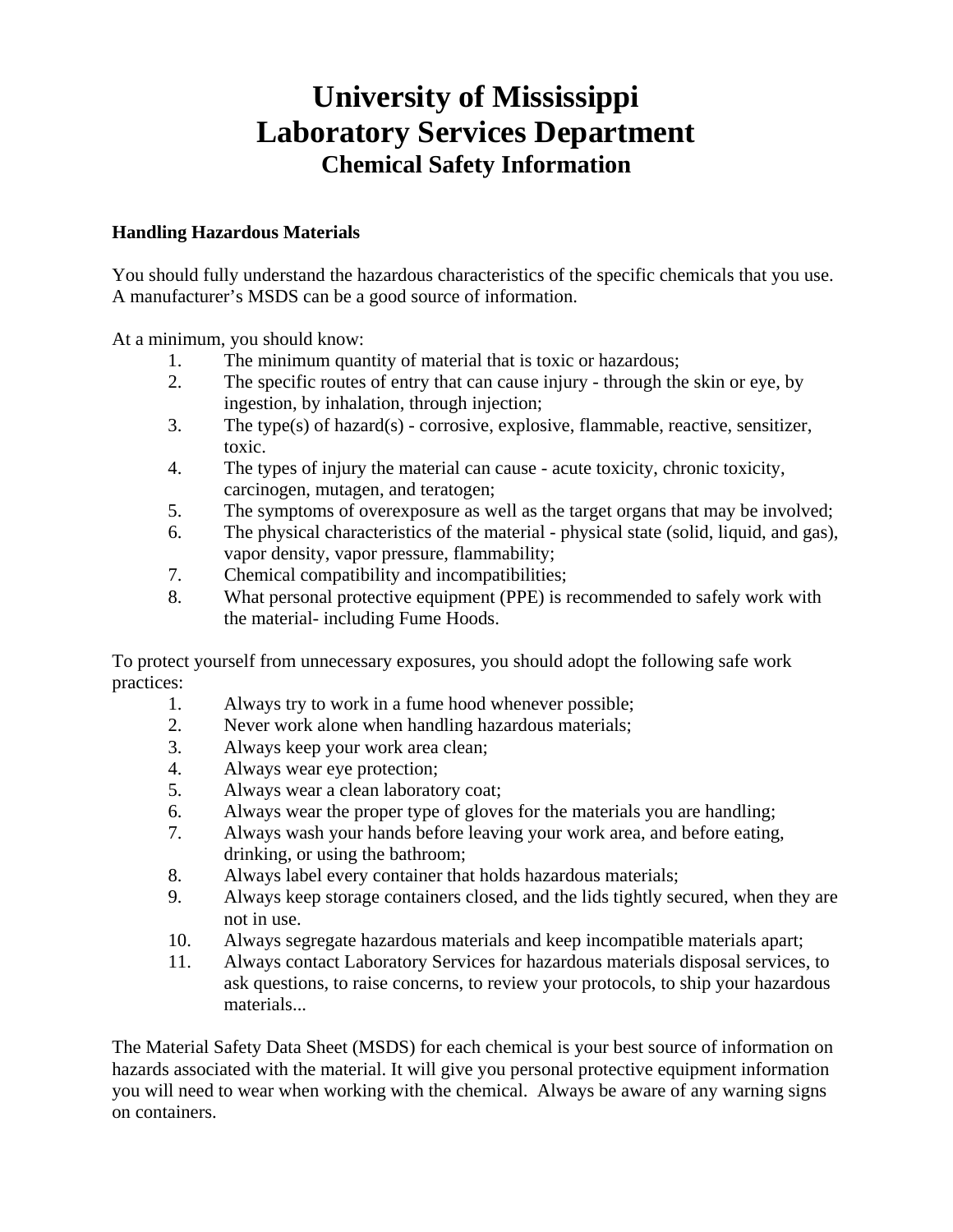# University of Mississippi
# Laboratory Services Department
## Chemical Safety Information

**Handling Hazardous Materials**

You should fully understand the hazardous characteristics of the specific chemicals that you use. A manufacturer's MSDS can be a good source of information.

At a minimum, you should know:

1. The minimum quantity of material that is toxic or hazardous;
2. The specific routes of entry that can cause injury - through the skin or eye, by ingestion, by inhalation, through injection;
3. The type(s) of hazard(s) - corrosive, explosive, flammable, reactive, sensitizer, toxic.
4. The types of injury the material can cause - acute toxicity, chronic toxicity, carcinogen, mutagen, and teratogen;
5. The symptoms of overexposure as well as the target organs that may be involved;
6. The physical characteristics of the material - physical state (solid, liquid, and gas), vapor density, vapor pressure, flammability;
7. Chemical compatibility and incompatibilities;
8. What personal protective equipment (PPE) is recommended to safely work with the material- including Fume Hoods.

To protect yourself from unnecessary exposures, you should adopt the following safe work practices:

1. Always try to work in a fume hood whenever possible;
2. Never work alone when handling hazardous materials;
3. Always keep your work area clean;
4. Always wear eye protection;
5. Always wear a clean laboratory coat;
6. Always wear the proper type of gloves for the materials you are handling;
7. Always wash your hands before leaving your work area, and before eating, drinking, or using the bathroom;
8. Always label every container that holds hazardous materials;
9. Always keep storage containers closed, and the lids tightly secured, when they are not in use.
10. Always segregate hazardous materials and keep incompatible materials apart;
11. Always contact Laboratory Services for hazardous materials disposal services, to ask questions, to raise concerns, to review your protocols, to ship your hazardous materials...

The Material Safety Data Sheet (MSDS) for each chemical is your best source of information on hazards associated with the material. It will give you personal protective equipment information you will need to wear when working with the chemical. Always be aware of any warning signs on containers.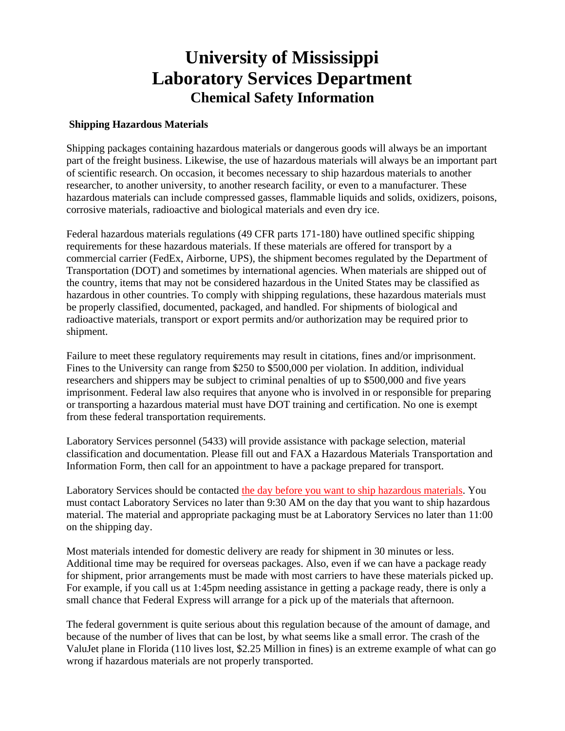# University of Mississippi
# Laboratory Services Department
## Chemical Safety Information

**Shipping Hazardous Materials**

Shipping packages containing hazardous materials or dangerous goods will always be an important part of the freight business. Likewise, the use of hazardous materials will always be an important part of scientific research. On occasion, it becomes necessary to ship hazardous materials to another researcher, to another university, to another research facility, or even to a manufacturer. These hazardous materials can include compressed gasses, flammable liquids and solids, oxidizers, poisons, corrosive materials, radioactive and biological materials and even dry ice.

Federal hazardous materials regulations (49 CFR parts 171-180) have outlined specific shipping requirements for these hazardous materials. If these materials are offered for transport by a commercial carrier (FedEx, Airborne, UPS), the shipment becomes regulated by the Department of Transportation (DOT) and sometimes by international agencies. When materials are shipped out of the country, items that may not be considered hazardous in the United States may be classified as hazardous in other countries. To comply with shipping regulations, these hazardous materials must be properly classified, documented, packaged, and handled. For shipments of biological and radioactive materials, transport or export permits and/or authorization may be required prior to shipment.

Failure to meet these regulatory requirements may result in citations, fines and/or imprisonment. Fines to the University can range from $250 to $500,000 per violation. In addition, individual researchers and shippers may be subject to criminal penalties of up to $500,000 and five years imprisonment. Federal law also requires that anyone who is involved in or responsible for preparing or transporting a hazardous material must have DOT training and certification. No one is exempt from these federal transportation requirements.

Laboratory Services personnel (5433) will provide assistance with package selection, material classification and documentation. Please fill out and FAX a Hazardous Materials Transportation and Information Form, then call for an appointment to have a package prepared for transport.

Laboratory Services should be contacted the day before you want to ship hazardous materials. You must contact Laboratory Services no later than 9:30 AM on the day that you want to ship hazardous material. The material and appropriate packaging must be at Laboratory Services no later than 11:00 on the shipping day.

Most materials intended for domestic delivery are ready for shipment in 30 minutes or less. Additional time may be required for overseas packages. Also, even if we can have a package ready for shipment, prior arrangements must be made with most carriers to have these materials picked up. For example, if you call us at 1:45pm needing assistance in getting a package ready, there is only a small chance that Federal Express will arrange for a pick up of the materials that afternoon.

The federal government is quite serious about this regulation because of the amount of damage, and because of the number of lives that can be lost, by what seems like a small error. The crash of the ValuJet plane in Florida (110 lives lost, $2.25 Million in fines) is an extreme example of what can go wrong if hazardous materials are not properly transported.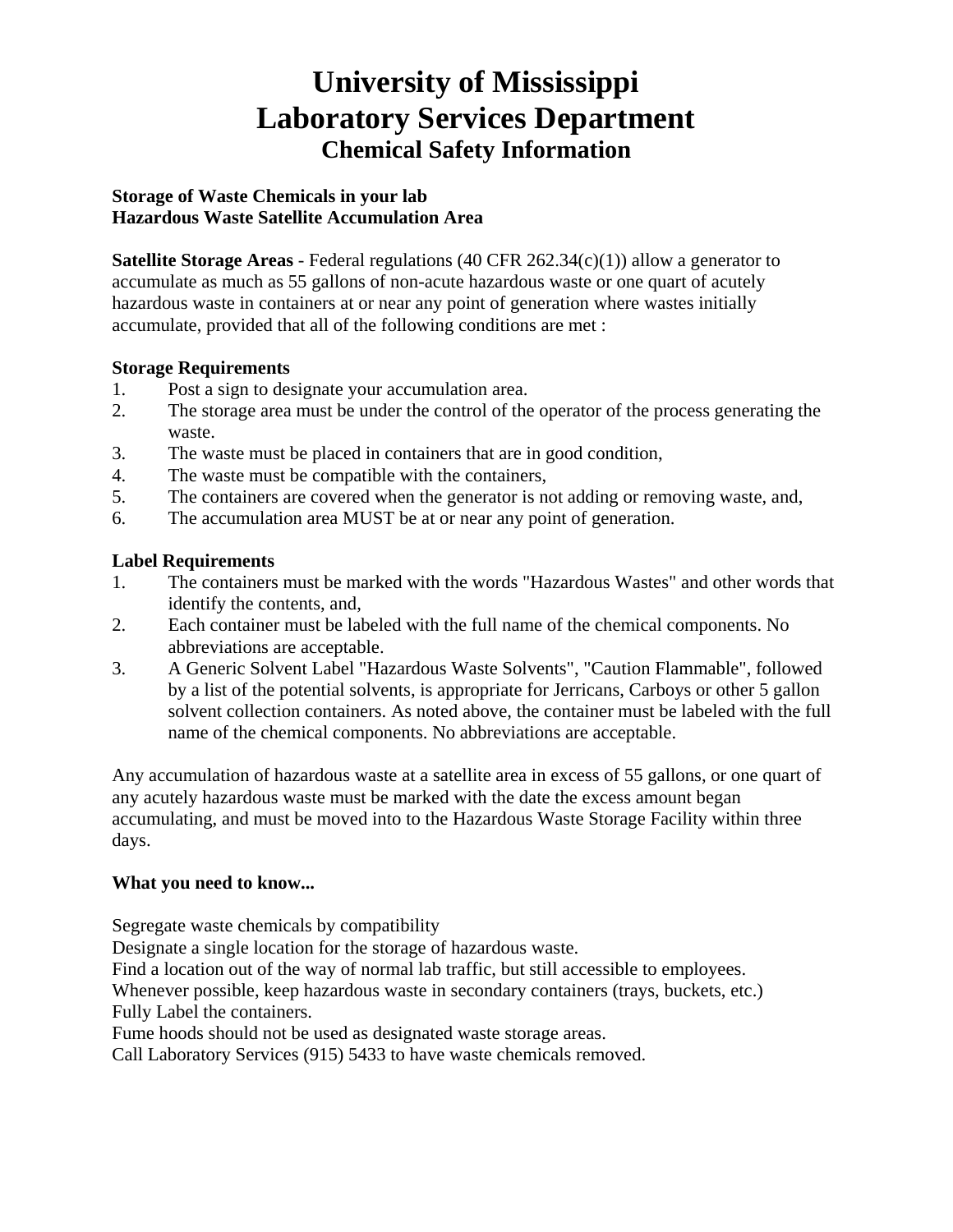# University of Mississippi
# Laboratory Services Department
## Chemical Safety Information

**Storage of Waste Chemicals in your lab**
**Hazardous Waste Satellite Accumulation Area**

**Satellite Storage Areas** - Federal regulations (40 CFR 262.34(c)(1)) allow a generator to accumulate as much as 55 gallons of non-acute hazardous waste or one quart of acutely hazardous waste in containers at or near any point of generation where wastes initially accumulate, provided that all of the following conditions are met :

**Storage Requirements**

1. Post a sign to designate your accumulation area.
2. The storage area must be under the control of the operator of the process generating the waste.
3. The waste must be placed in containers that are in good condition,
4. The waste must be compatible with the containers,
5. The containers are covered when the generator is not adding or removing waste, and,
6. The accumulation area MUST be at or near any point of generation.

**Label Requirements**

1. The containers must be marked with the words "Hazardous Wastes" and other words that identify the contents, and,
2. Each container must be labeled with the full name of the chemical components. No abbreviations are acceptable.
3. A Generic Solvent Label "Hazardous Waste Solvents", "Caution Flammable", followed by a list of the potential solvents, is appropriate for Jerricans, Carboys or other 5 gallon solvent collection containers. As noted above, the container must be labeled with the full name of the chemical components. No abbreviations are acceptable.

Any accumulation of hazardous waste at a satellite area in excess of 55 gallons, or one quart of any acutely hazardous waste must be marked with the date the excess amount began accumulating, and must be moved into to the Hazardous Waste Storage Facility within three days.

**What you need to know...**

Segregate waste chemicals by compatibility
Designate a single location for the storage of hazardous waste.
Find a location out of the way of normal lab traffic, but still accessible to employees.
Whenever possible, keep hazardous waste in secondary containers (trays, buckets, etc.)
Fully Label the containers.
Fume hoods should not be used as designated waste storage areas.
Call Laboratory Services (915) 5433 to have waste chemicals removed.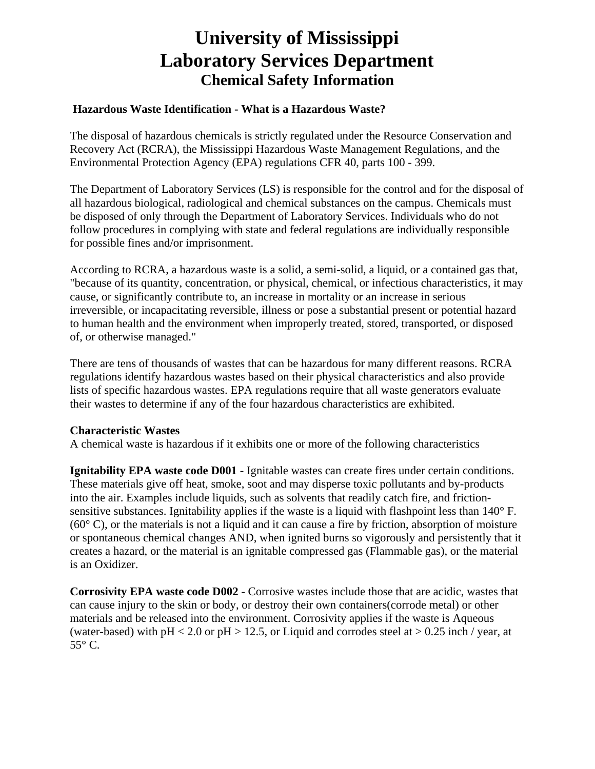# University of Mississippi
# Laboratory Services Department
## Chemical Safety Information

### Hazardous Waste Identification - What is a Hazardous Waste?

The disposal of hazardous chemicals is strictly regulated under the Resource Conservation and Recovery Act (RCRA), the Mississippi Hazardous Waste Management Regulations, and the Environmental Protection Agency (EPA) regulations CFR 40, parts 100 - 399.

The Department of Laboratory Services (LS) is responsible for the control and for the disposal of all hazardous biological, radiological and chemical substances on the campus. Chemicals must be disposed of only through the Department of Laboratory Services. Individuals who do not follow procedures in complying with state and federal regulations are individually responsible for possible fines and/or imprisonment.

According to RCRA, a hazardous waste is a solid, a semi-solid, a liquid, or a contained gas that, "because of its quantity, concentration, or physical, chemical, or infectious characteristics, it may cause, or significantly contribute to, an increase in mortality or an increase in serious irreversible, or incapacitating reversible, illness or pose a substantial present or potential hazard to human health and the environment when improperly treated, stored, transported, or disposed of, or otherwise managed."

There are tens of thousands of wastes that can be hazardous for many different reasons. RCRA regulations identify hazardous wastes based on their physical characteristics and also provide lists of specific hazardous wastes. EPA regulations require that all waste generators evaluate their wastes to determine if any of the four hazardous characteristics are exhibited.

**Characteristic Wastes**
A chemical waste is hazardous if it exhibits one or more of the following characteristics

**Ignitability EPA waste code D001** - Ignitable wastes can create fires under certain conditions. These materials give off heat, smoke, soot and may disperse toxic pollutants and by-products into the air. Examples include liquids, such as solvents that readily catch fire, and friction-sensitive substances. Ignitability applies if the waste is a liquid with flashpoint less than 140° F. (60° C), or the materials is not a liquid and it can cause a fire by friction, absorption of moisture or spontaneous chemical changes AND, when ignited burns so vigorously and persistently that it creates a hazard, or the material is an ignitable compressed gas (Flammable gas), or the material is an Oxidizer.

**Corrosivity EPA waste code D002** - Corrosive wastes include those that are acidic, wastes that can cause injury to the skin or body, or destroy their own containers(corrode metal) or other materials and be released into the environment. Corrosivity applies if the waste is Aqueous (water-based) with $pH < 2.0$ or $pH > 12.5$, or Liquid and corrodes steel at > 0.25 inch / year, at 55° C.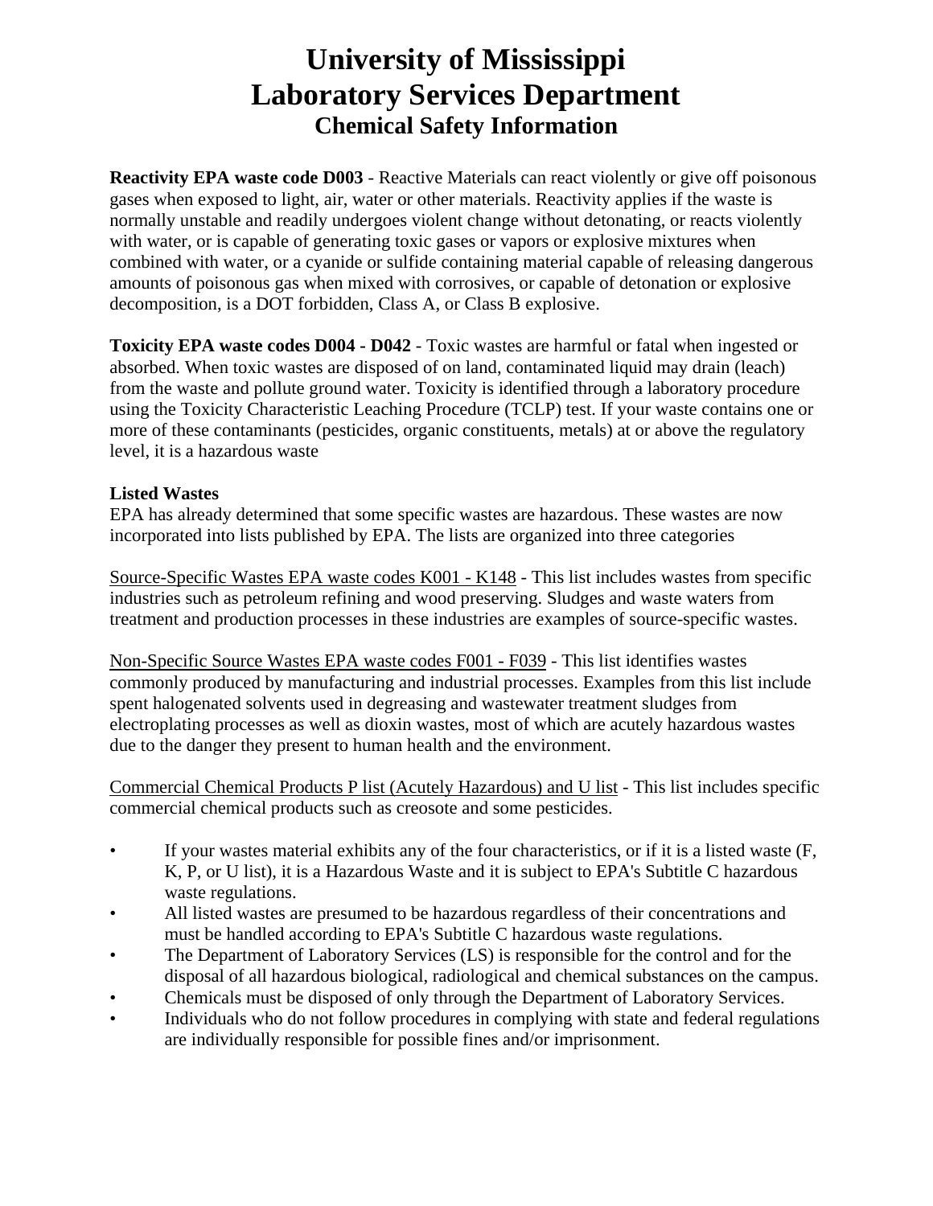# University of Mississippi
# Laboratory Services Department
## Chemical Safety Information

**Reactivity EPA waste code D003** - Reactive Materials can react violently or give off poisonous gases when exposed to light, air, water or other materials. Reactivity applies if the waste is normally unstable and readily undergoes violent change without detonating, or reacts violently with water, or is capable of generating toxic gases or vapors or explosive mixtures when combined with water, or a cyanide or sulfide containing material capable of releasing dangerous amounts of poisonous gas when mixed with corrosives, or capable of detonation or explosive decomposition, is a DOT forbidden, Class A, or Class B explosive.

**Toxicity EPA waste codes D004 - D042** - Toxic wastes are harmful or fatal when ingested or absorbed. When toxic wastes are disposed of on land, contaminated liquid may drain (leach) from the waste and pollute ground water. Toxicity is identified through a laboratory procedure using the Toxicity Characteristic Leaching Procedure (TCLP) test. If your waste contains one or more of these contaminants (pesticides, organic constituents, metals) at or above the regulatory level, it is a hazardous waste

**Listed Wastes**
EPA has already determined that some specific wastes are hazardous. These wastes are now incorporated into lists published by EPA. The lists are organized into three categories

<u>Source-Specific Wastes EPA waste codes K001 - K148</u> - This list includes wastes from specific industries such as petroleum refining and wood preserving. Sludges and waste waters from treatment and production processes in these industries are examples of source-specific wastes.

<u>Non-Specific Source Wastes EPA waste codes F001 - F039</u> - This list identifies wastes commonly produced by manufacturing and industrial processes. Examples from this list include spent halogenated solvents used in degreasing and wastewater treatment sludges from electroplating processes as well as dioxin wastes, most of which are acutely hazardous wastes due to the danger they present to human health and the environment.

<u>Commercial Chemical Products P list (Acutely Hazardous) and U list</u> - This list includes specific commercial chemical products such as creosote and some pesticides.

- If your wastes material exhibits any of the four characteristics, or if it is a listed waste (F, K, P, or U list), it is a Hazardous Waste and it is subject to EPA's Subtitle C hazardous waste regulations.
- All listed wastes are presumed to be hazardous regardless of their concentrations and must be handled according to EPA's Subtitle C hazardous waste regulations.
- The Department of Laboratory Services (LS) is responsible for the control and for the disposal of all hazardous biological, radiological and chemical substances on the campus.
- Chemicals must be disposed of only through the Department of Laboratory Services.
- Individuals who do not follow procedures in complying with state and federal regulations are individually responsible for possible fines and/or imprisonment.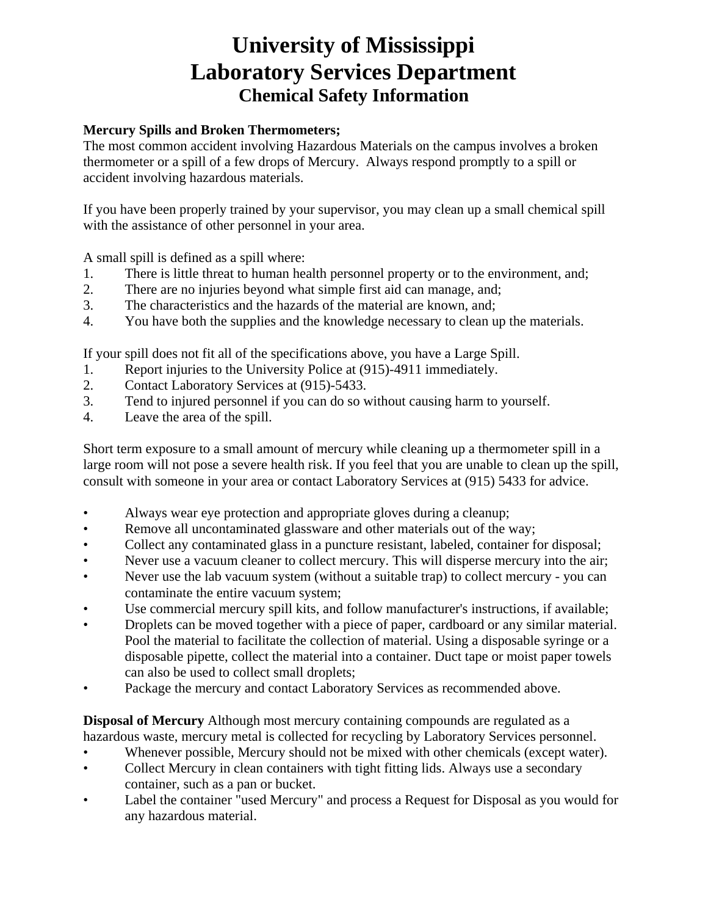# University of Mississippi
# Laboratory Services Department
## Chemical Safety Information

**Mercury Spills and Broken Thermometers;**
The most common accident involving Hazardous Materials on the campus involves a broken thermometer or a spill of a few drops of Mercury. Always respond promptly to a spill or accident involving hazardous materials.

If you have been properly trained by your supervisor, you may clean up a small chemical spill with the assistance of other personnel in your area.

A small spill is defined as a spill where:

1. There is little threat to human health personnel property or to the environment, and;
2. There are no injuries beyond what simple first aid can manage, and;
3. The characteristics and the hazards of the material are known, and;
4. You have both the supplies and the knowledge necessary to clean up the materials.

If your spill does not fit all of the specifications above, you have a Large Spill.

1. Report injuries to the University Police at (915)-4911 immediately.
2. Contact Laboratory Services at (915)-5433.
3. Tend to injured personnel if you can do so without causing harm to yourself.
4. Leave the area of the spill.

Short term exposure to a small amount of mercury while cleaning up a thermometer spill in a large room will not pose a severe health risk. If you feel that you are unable to clean up the spill, consult with someone in your area or contact Laboratory Services at (915) 5433 for advice.

- Always wear eye protection and appropriate gloves during a cleanup;
- Remove all uncontaminated glassware and other materials out of the way;
- Collect any contaminated glass in a puncture resistant, labeled, container for disposal;
- Never use a vacuum cleaner to collect mercury. This will disperse mercury into the air;
- Never use the lab vacuum system (without a suitable trap) to collect mercury - you can contaminate the entire vacuum system;
- Use commercial mercury spill kits, and follow manufacturer's instructions, if available;
- Droplets can be moved together with a piece of paper, cardboard or any similar material. Pool the material to facilitate the collection of material. Using a disposable syringe or a disposable pipette, collect the material into a container. Duct tape or moist paper towels can also be used to collect small droplets;
- Package the mercury and contact Laboratory Services as recommended above.

**Disposal of Mercury** Although most mercury containing compounds are regulated as a hazardous waste, mercury metal is collected for recycling by Laboratory Services personnel.

- Whenever possible, Mercury should not be mixed with other chemicals (except water).
- Collect Mercury in clean containers with tight fitting lids. Always use a secondary container, such as a pan or bucket.
- Label the container "used Mercury" and process a Request for Disposal as you would for any hazardous material.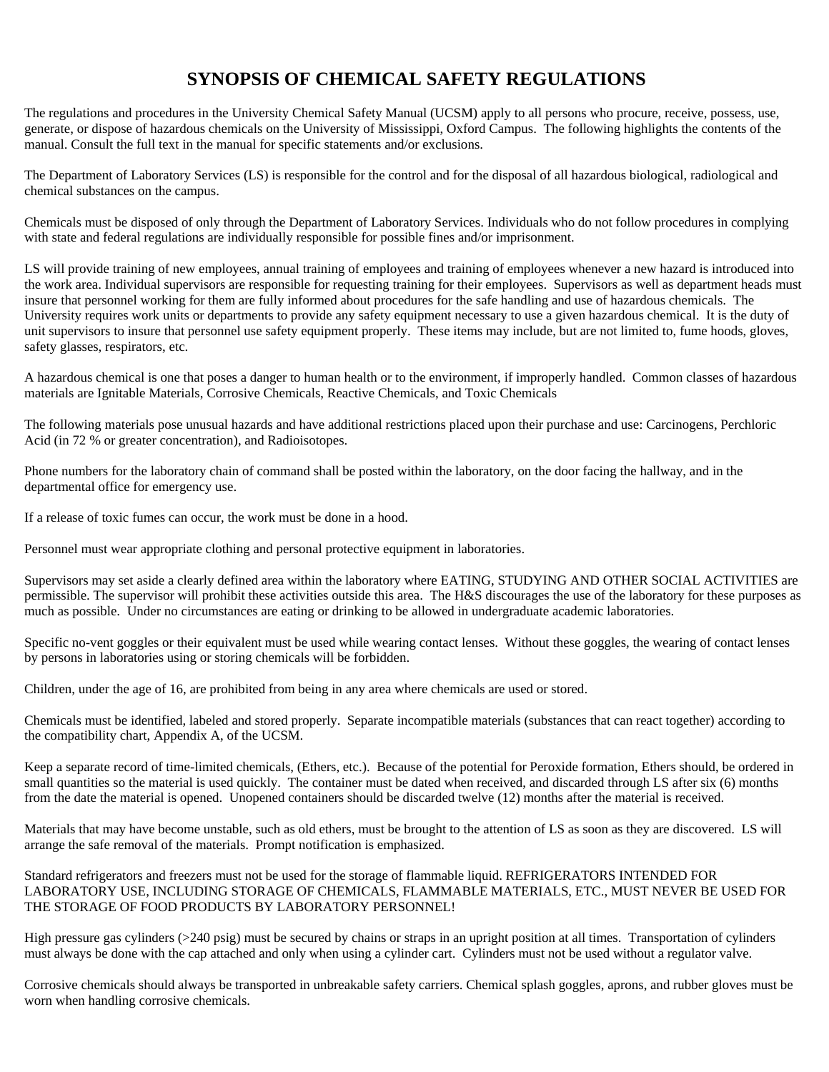# SYNOPSIS OF CHEMICAL SAFETY REGULATIONS

The regulations and procedures in the University Chemical Safety Manual (UCSM) apply to all persons who procure, receive, possess, use, generate, or dispose of hazardous chemicals on the University of Mississippi, Oxford Campus. The following highlights the contents of the manual. Consult the full text in the manual for specific statements and/or exclusions.

The Department of Laboratory Services (LS) is responsible for the control and for the disposal of all hazardous biological, radiological and chemical substances on the campus.

Chemicals must be disposed of only through the Department of Laboratory Services. Individuals who do not follow procedures in complying with state and federal regulations are individually responsible for possible fines and/or imprisonment.

LS will provide training of new employees, annual training of employees and training of employees whenever a new hazard is introduced into the work area. Individual supervisors are responsible for requesting training for their employees. Supervisors as well as department heads must insure that personnel working for them are fully informed about procedures for the safe handling and use of hazardous chemicals. The University requires work units or departments to provide any safety equipment necessary to use a given hazardous chemical. It is the duty of unit supervisors to insure that personnel use safety equipment properly. These items may include, but are not limited to, fume hoods, gloves, safety glasses, respirators, etc.

A hazardous chemical is one that poses a danger to human health or to the environment, if improperly handled. Common classes of hazardous materials are Ignitable Materials, Corrosive Chemicals, Reactive Chemicals, and Toxic Chemicals

The following materials pose unusual hazards and have additional restrictions placed upon their purchase and use: Carcinogens, Perchloric Acid (in 72 % or greater concentration), and Radioisotopes.

Phone numbers for the laboratory chain of command shall be posted within the laboratory, on the door facing the hallway, and in the departmental office for emergency use.

If a release of toxic fumes can occur, the work must be done in a hood.

Personnel must wear appropriate clothing and personal protective equipment in laboratories.

Supervisors may set aside a clearly defined area within the laboratory where EATING, STUDYING AND OTHER SOCIAL ACTIVITIES are permissible. The supervisor will prohibit these activities outside this area. The H&S discourages the use of the laboratory for these purposes as much as possible. Under no circumstances are eating or drinking to be allowed in undergraduate academic laboratories.

Specific no-vent goggles or their equivalent must be used while wearing contact lenses. Without these goggles, the wearing of contact lenses by persons in laboratories using or storing chemicals will be forbidden.

Children, under the age of 16, are prohibited from being in any area where chemicals are used or stored.

Chemicals must be identified, labeled and stored properly. Separate incompatible materials (substances that can react together) according to the compatibility chart, Appendix A, of the UCSM.

Keep a separate record of time-limited chemicals, (Ethers, etc.). Because of the potential for Peroxide formation, Ethers should, be ordered in small quantities so the material is used quickly. The container must be dated when received, and discarded through LS after six (6) months from the date the material is opened. Unopened containers should be discarded twelve (12) months after the material is received.

Materials that may have become unstable, such as old ethers, must be brought to the attention of LS as soon as they are discovered. LS will arrange the safe removal of the materials. Prompt notification is emphasized.

Standard refrigerators and freezers must not be used for the storage of flammable liquid. REFRIGERATORS INTENDED FOR LABORATORY USE, INCLUDING STORAGE OF CHEMICALS, FLAMMABLE MATERIALS, ETC., MUST NEVER BE USED FOR THE STORAGE OF FOOD PRODUCTS BY LABORATORY PERSONNEL!

High pressure gas cylinders (>240 psig) must be secured by chains or straps in an upright position at all times. Transportation of cylinders must always be done with the cap attached and only when using a cylinder cart. Cylinders must not be used without a regulator valve.

Corrosive chemicals should always be transported in unbreakable safety carriers. Chemical splash goggles, aprons, and rubber gloves must be worn when handling corrosive chemicals.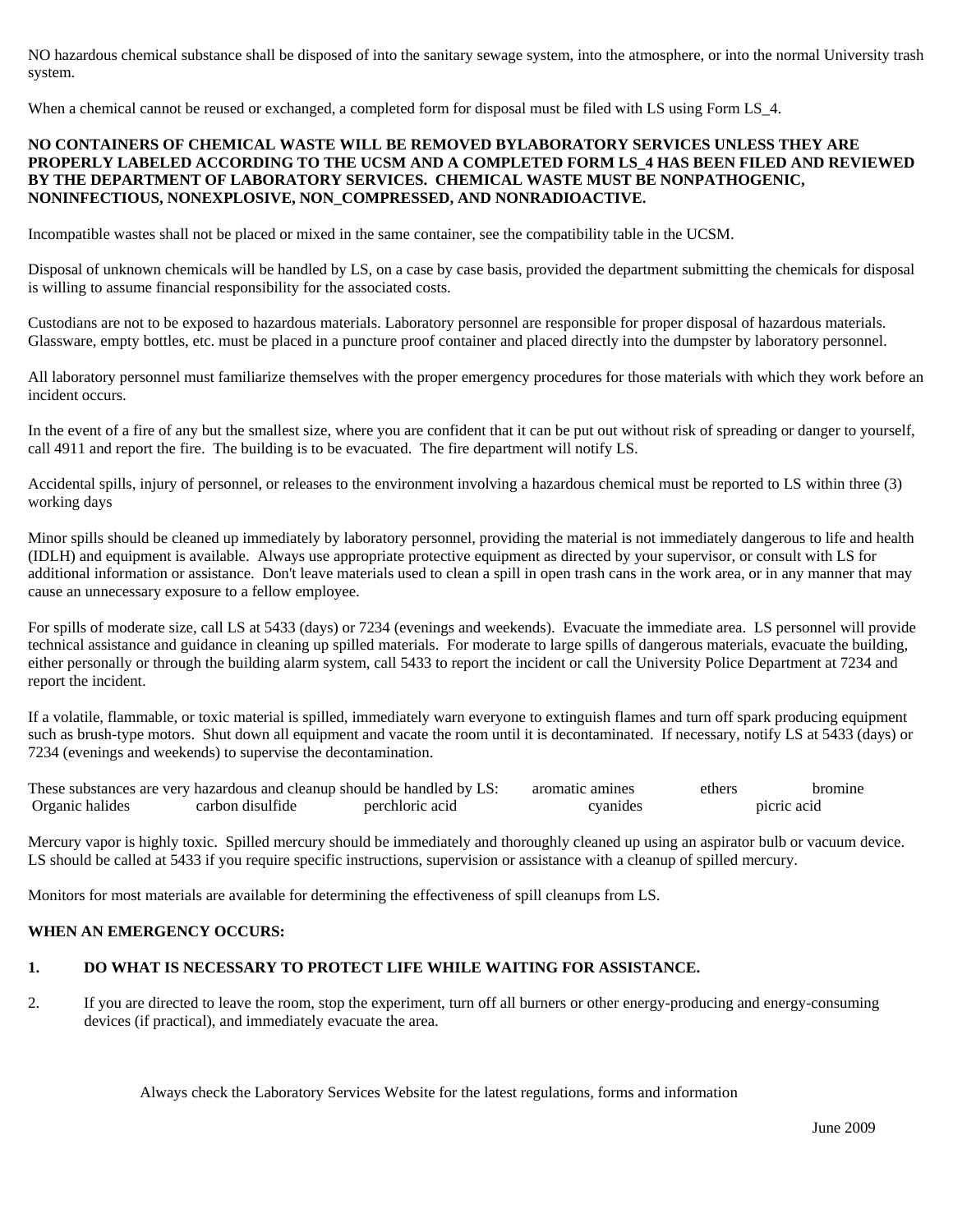NO hazardous chemical substance shall be disposed of into the sanitary sewage system, into the atmosphere, or into the normal University trash system.

When a chemical cannot be reused or exchanged, a completed form for disposal must be filed with LS using Form LS_4.

**NO CONTAINERS OF CHEMICAL WASTE WILL BE REMOVED BYLABORATORY SERVICES UNLESS THEY ARE PROPERLY LABELED ACCORDING TO THE UCSM AND A COMPLETED FORM LS_4 HAS BEEN FILED AND REVIEWED BY THE DEPARTMENT OF LABORATORY SERVICES. CHEMICAL WASTE MUST BE NONPATHOGENIC, NONINFECTIOUS, NONEXPLOSIVE, NON_COMPRESSED, AND NONRADIOACTIVE.**

Incompatible wastes shall not be placed or mixed in the same container, see the compatibility table in the UCSM.

Disposal of unknown chemicals will be handled by LS, on a case by case basis, provided the department submitting the chemicals for disposal is willing to assume financial responsibility for the associated costs.

Custodians are not to be exposed to hazardous materials. Laboratory personnel are responsible for proper disposal of hazardous materials. Glassware, empty bottles, etc. must be placed in a puncture proof container and placed directly into the dumpster by laboratory personnel.

All laboratory personnel must familiarize themselves with the proper emergency procedures for those materials with which they work before an incident occurs.

In the event of a fire of any but the smallest size, where you are confident that it can be put out without risk of spreading or danger to yourself, call 4911 and report the fire. The building is to be evacuated. The fire department will notify LS.

Accidental spills, injury of personnel, or releases to the environment involving a hazardous chemical must be reported to LS within three (3) working days

Minor spills should be cleaned up immediately by laboratory personnel, providing the material is not immediately dangerous to life and health (IDLH) and equipment is available. Always use appropriate protective equipment as directed by your supervisor, or consult with LS for additional information or assistance. Don't leave materials used to clean a spill in open trash cans in the work area, or in any manner that may cause an unnecessary exposure to a fellow employee.

For spills of moderate size, call LS at 5433 (days) or 7234 (evenings and weekends). Evacuate the immediate area. LS personnel will provide technical assistance and guidance in cleaning up spilled materials. For moderate to large spills of dangerous materials, evacuate the building, either personally or through the building alarm system, call 5433 to report the incident or call the University Police Department at 7234 and report the incident.

If a volatile, flammable, or toxic material is spilled, immediately warn everyone to extinguish flames and turn off spark producing equipment such as brush-type motors. Shut down all equipment and vacate the room until it is decontaminated. If necessary, notify LS at 5433 (days) or 7234 (evenings and weekends) to supervise the decontamination.

These substances are very hazardous and cleanup should be handled by LS: aromatic amines ethers bromine Organic halides carbon disulfide perchloric acid cyanides picric acid

Mercury vapor is highly toxic. Spilled mercury should be immediately and thoroughly cleaned up using an aspirator bulb or vacuum device. LS should be called at 5433 if you require specific instructions, supervision or assistance with a cleanup of spilled mercury.

Monitors for most materials are available for determining the effectiveness of spill cleanups from LS.

**WHEN AN EMERGENCY OCCURS:**

1. **DO WHAT IS NECESSARY TO PROTECT LIFE WHILE WAITING FOR ASSISTANCE.**
2. If you are directed to leave the room, stop the experiment, turn off all burners or other energy-producing and energy-consuming devices (if practical), and immediately evacuate the area.

Always check the Laboratory Services Website for the latest regulations, forms and information

June 2009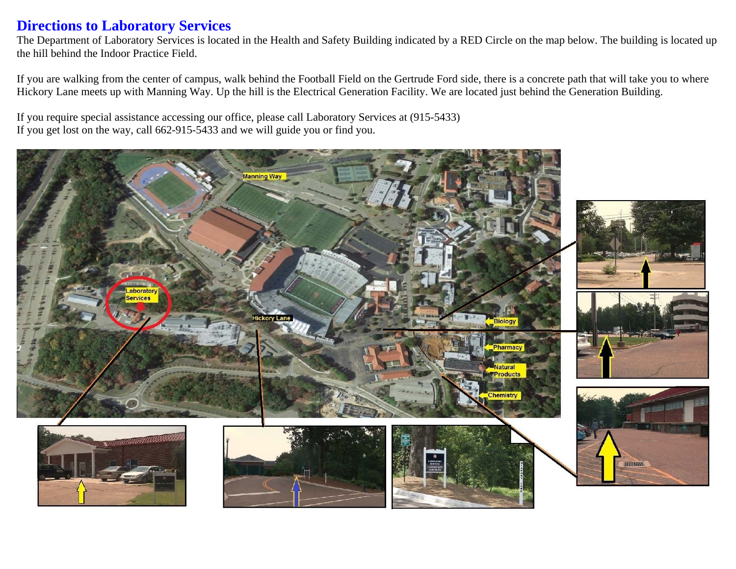# Directions to Laboratory Services

The Department of Laboratory Services is located in the Health and Safety Building indicated by a RED Circle on the map below. The building is located up the hill behind the Indoor Practice Field.

If you are walking from the center of campus, walk behind the Football Field on the Gertrude Ford side, there is a concrete path that will take you to where Hickory Lane meets up with Manning Way. Up the hill is the Electrical Generation Facility. We are located just behind the Generation Building.

If you require special assistance accessing our office, please call Laboratory Services at (915-5433)
If you get lost on the way, call 662-915-5433 and we will guide you or find you.

Manning Way

Laboratory Services

Hickory Lane

Biology

Pharmacy

Natural Products

Chemistry